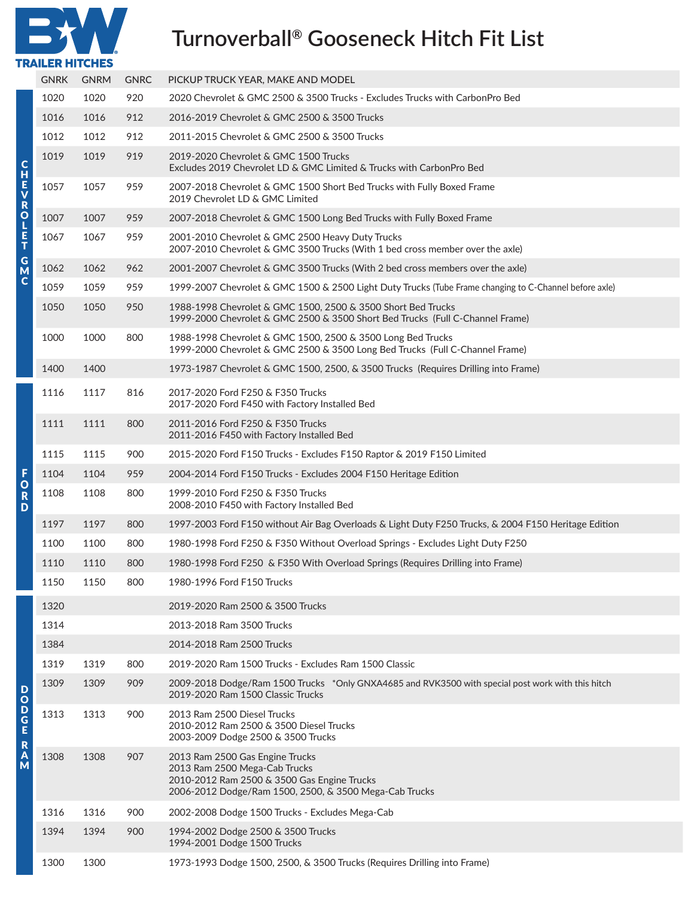B/W TRAILER HITCHES

# Turnoverball® Gooseneck Hitch Fit List

| | GNRK | GNRM | GNRC | PICKUP TRUCK YEAR, MAKE AND MODEL |
|---|---|---|---|---|
| CHEVROLET GMC | 1020 | 1020 | 920 | 2020 Chevrolet & GMC 2500 & 3500 Trucks - Excludes Trucks with CarbonPro Bed |
| | 1016 | 1016 | 912 | 2016-2019 Chevrolet & GMC 2500 & 3500 Trucks |
| | 1012 | 1012 | 912 | 2011-2015 Chevrolet & GMC 2500 & 3500 Trucks |
| | 1019 | 1019 | 919 | 2019-2020 Chevrolet & GMC 1500 Trucks<br>Excludes 2019 Chevrolet LD & GMC Limited & Trucks with CarbonPro Bed |
| | 1057 | 1057 | 959 | 2007-2018 Chevrolet & GMC 1500 Short Bed Trucks with Fully Boxed Frame<br>2019 Chevrolet LD & GMC Limited |
| | 1007 | 1007 | 959 | 2007-2018 Chevrolet & GMC 1500 Long Bed Trucks with Fully Boxed Frame |
| | 1067 | 1067 | 959 | 2001-2010 Chevrolet & GMC 2500 Heavy Duty Trucks<br>2007-2010 Chevrolet & GMC 3500 Trucks (With 1 bed cross member over the axle) |
| | 1062 | 1062 | 962 | 2001-2007 Chevrolet & GMC 3500 Trucks (With 2 bed cross members over the axle) |
| | 1059 | 1059 | 959 | 1999-2007 Chevrolet & GMC 1500 & 2500 Light Duty Trucks (Tube Frame changing to C-Channel before axle) |
| | 1050 | 1050 | 950 | 1988-1998 Chevrolet & GMC 1500, 2500 & 3500 Short Bed Trucks<br>1999-2000 Chevrolet & GMC 2500 & 3500 Short Bed Trucks (Full C-Channel Frame) |
| | 1000 | 1000 | 800 | 1988-1998 Chevrolet & GMC 1500, 2500 & 3500 Long Bed Trucks<br>1999-2000 Chevrolet & GMC 2500 & 3500 Long Bed Trucks (Full C-Channel Frame) |
| | 1400 | 1400 | | 1973-1987 Chevrolet & GMC 1500, 2500, & 3500 Trucks (Requires Drilling into Frame) |
| FORD | 1116 | 1117 | 816 | 2017-2020 Ford F250 & F350 Trucks<br>2017-2020 Ford F450 with Factory Installed Bed |
| | 1111 | 1111 | 800 | 2011-2016 Ford F250 & F350 Trucks<br>2011-2016 F450 with Factory Installed Bed |
| | 1115 | 1115 | 900 | 2015-2020 Ford F150 Trucks - Excludes F150 Raptor & 2019 F150 Limited |
| | 1104 | 1104 | 959 | 2004-2014 Ford F150 Trucks - Excludes 2004 F150 Heritage Edition |
| | 1108 | 1108 | 800 | 1999-2010 Ford F250 & F350 Trucks<br>2008-2010 F450 with Factory Installed Bed |
| | 1197 | 1197 | 800 | 1997-2003 Ford F150 without Air Bag Overloads & Light Duty F250 Trucks, & 2004 F150 Heritage Edition |
| | 1100 | 1100 | 800 | 1980-1998 Ford F250 & F350 Without Overload Springs - Excludes Light Duty F250 |
| | 1110 | 1110 | 800 | 1980-1998 Ford F250 & F350 With Overload Springs (Requires Drilling into Frame) |
| | 1150 | 1150 | 800 | 1980-1996 Ford F150 Trucks |
| DODGE RAM | 1320 | | | 2019-2020 Ram 2500 & 3500 Trucks |
| | 1314 | | | 2013-2018 Ram 3500 Trucks |
| | 1384 | | | 2014-2018 Ram 2500 Trucks |
| | 1319 | 1319 | 800 | 2019-2020 Ram 1500 Trucks - Excludes Ram 1500 Classic |
| | 1309 | 1309 | 909 | 2009-2018 Dodge/Ram 1500 Trucks *Only GNXA4685 and RVK3500 with special post work with this hitch<br>2019-2020 Ram 1500 Classic Trucks |
| | 1313 | 1313 | 900 | 2013 Ram 2500 Diesel Trucks<br>2010-2012 Ram 2500 & 3500 Diesel Trucks<br>2003-2009 Dodge 2500 & 3500 Trucks |
| | 1308 | 1308 | 907 | 2013 Ram 2500 Gas Engine Trucks<br>2013 Ram 2500 Mega-Cab Trucks<br>2010-2012 Ram 2500 & 3500 Gas Engine Trucks<br>2006-2012 Dodge/Ram 1500, 2500, & 3500 Mega-Cab Trucks |
| | 1316 | 1316 | 900 | 2002-2008 Dodge 1500 Trucks - Excludes Mega-Cab |
| | 1394 | 1394 | 900 | 1994-2002 Dodge 2500 & 3500 Trucks<br>1994-2001 Dodge 1500 Trucks |
| | 1300 | 1300 | | 1973-1993 Dodge 1500, 2500, & 3500 Trucks (Requires Drilling into Frame) |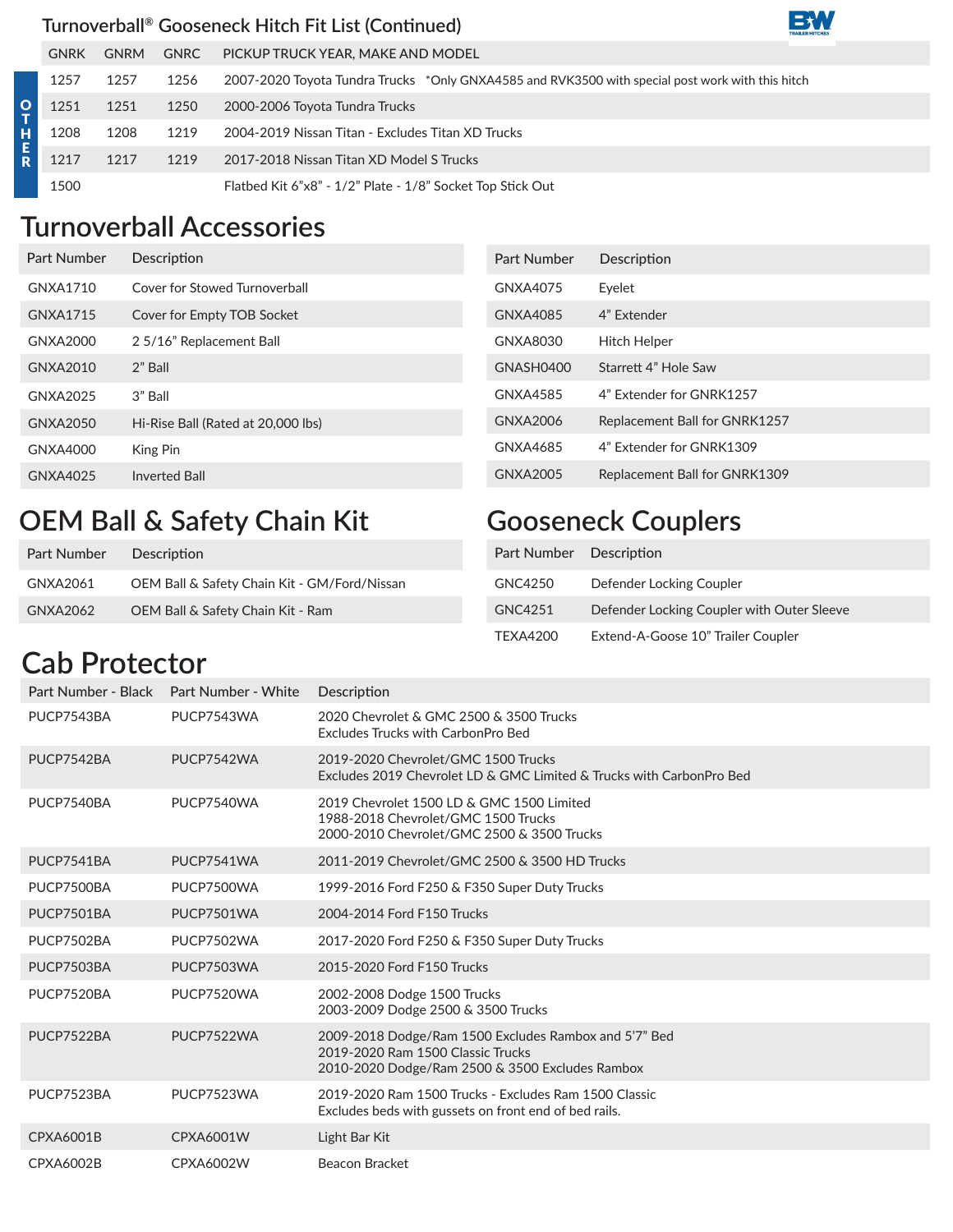## Turnoverball® Gooseneck Hitch Fit List (Continued)

| | GNRK | GNRM | GNRC | PICKUP TRUCK YEAR, MAKE AND MODEL |
|---|---|---|---|---|
| OTHER | 1257 | 1257 | 1256 | 2007-2020 Toyota Tundra Trucks *Only GNXA4585 and RVK3500 with special post work with this hitch |
| | 1251 | 1251 | 1250 | 2000-2006 Toyota Tundra Trucks |
| | 1208 | 1208 | 1219 | 2004-2019 Nissan Titan - Excludes Titan XD Trucks |
| | 1217 | 1217 | 1219 | 2017-2018 Nissan Titan XD Model S Trucks |
| | 1500 | | | Flatbed Kit 6"x8" - 1/2" Plate - 1/8" Socket Top Stick Out |

# Turnoverball Accessories

| Part Number | Description |
|---|---|
| GNXA1710 | Cover for Stowed Turnoverball |
| GNXA1715 | Cover for Empty TOB Socket |
| GNXA2000 | 2 5/16" Replacement Ball |
| GNXA2010 | 2" Ball |
| GNXA2025 | 3" Ball |
| GNXA2050 | Hi-Rise Ball (Rated at 20,000 lbs) |
| GNXA4000 | King Pin |
| GNXA4025 | Inverted Ball |

| Part Number | Description |
|---|---|
| GNXA4075 | Eyelet |
| GNXA4085 | 4" Extender |
| GNXA8030 | Hitch Helper |
| GNASH0400 | Starrett 4" Hole Saw |
| GNXA4585 | 4" Extender for GNRK1257 |
| GNXA2006 | Replacement Ball for GNRK1257 |
| GNXA4685 | 4" Extender for GNRK1309 |
| GNXA2005 | Replacement Ball for GNRK1309 |

# OEM Ball & Safety Chain Kit

| Part Number | Description |
|---|---|
| GNXA2061 | OEM Ball & Safety Chain Kit - GM/Ford/Nissan |
| GNXA2062 | OEM Ball & Safety Chain Kit - Ram |

# Gooseneck Couplers

| Part Number | Description |
|---|---|
| GNC4250 | Defender Locking Coupler |
| GNC4251 | Defender Locking Coupler with Outer Sleeve |
| TEXA4200 | Extend-A-Goose 10" Trailer Coupler |

# Cab Protector

| Part Number - Black | Part Number - White | Description |
|---|---|---|
| PUCP7543BA | PUCP7543WA | 2020 Chevrolet & GMC 2500 & 3500 Trucks<br>Excludes Trucks with CarbonPro Bed |
| PUCP7542BA | PUCP7542WA | 2019-2020 Chevrolet/GMC 1500 Trucks<br>Excludes 2019 Chevrolet LD & GMC Limited & Trucks with CarbonPro Bed |
| PUCP7540BA | PUCP7540WA | 2019 Chevrolet 1500 LD & GMC 1500 Limited<br>1988-2018 Chevrolet/GMC 1500 Trucks<br>2000-2010 Chevrolet/GMC 2500 & 3500 Trucks |
| PUCP7541BA | PUCP7541WA | 2011-2019 Chevrolet/GMC 2500 & 3500 HD Trucks |
| PUCP7500BA | PUCP7500WA | 1999-2016 Ford F250 & F350 Super Duty Trucks |
| PUCP7501BA | PUCP7501WA | 2004-2014 Ford F150 Trucks |
| PUCP7502BA | PUCP7502WA | 2017-2020 Ford F250 & F350 Super Duty Trucks |
| PUCP7503BA | PUCP7503WA | 2015-2020 Ford F150 Trucks |
| PUCP7520BA | PUCP7520WA | 2002-2008 Dodge 1500 Trucks<br>2003-2009 Dodge 2500 & 3500 Trucks |
| PUCP7522BA | PUCP7522WA | 2009-2018 Dodge/Ram 1500 Excludes Rambox and 5'7" Bed<br>2019-2020 Ram 1500 Classic Trucks<br>2010-2020 Dodge/Ram 2500 & 3500 Excludes Rambox |
| PUCP7523BA | PUCP7523WA | 2019-2020 Ram 1500 Trucks - Excludes Ram 1500 Classic<br>Excludes beds with gussets on front end of bed rails. |
| CPXA6001B | CPXA6001W | Light Bar Kit |
| CPXA6002B | CPXA6002W | Beacon Bracket |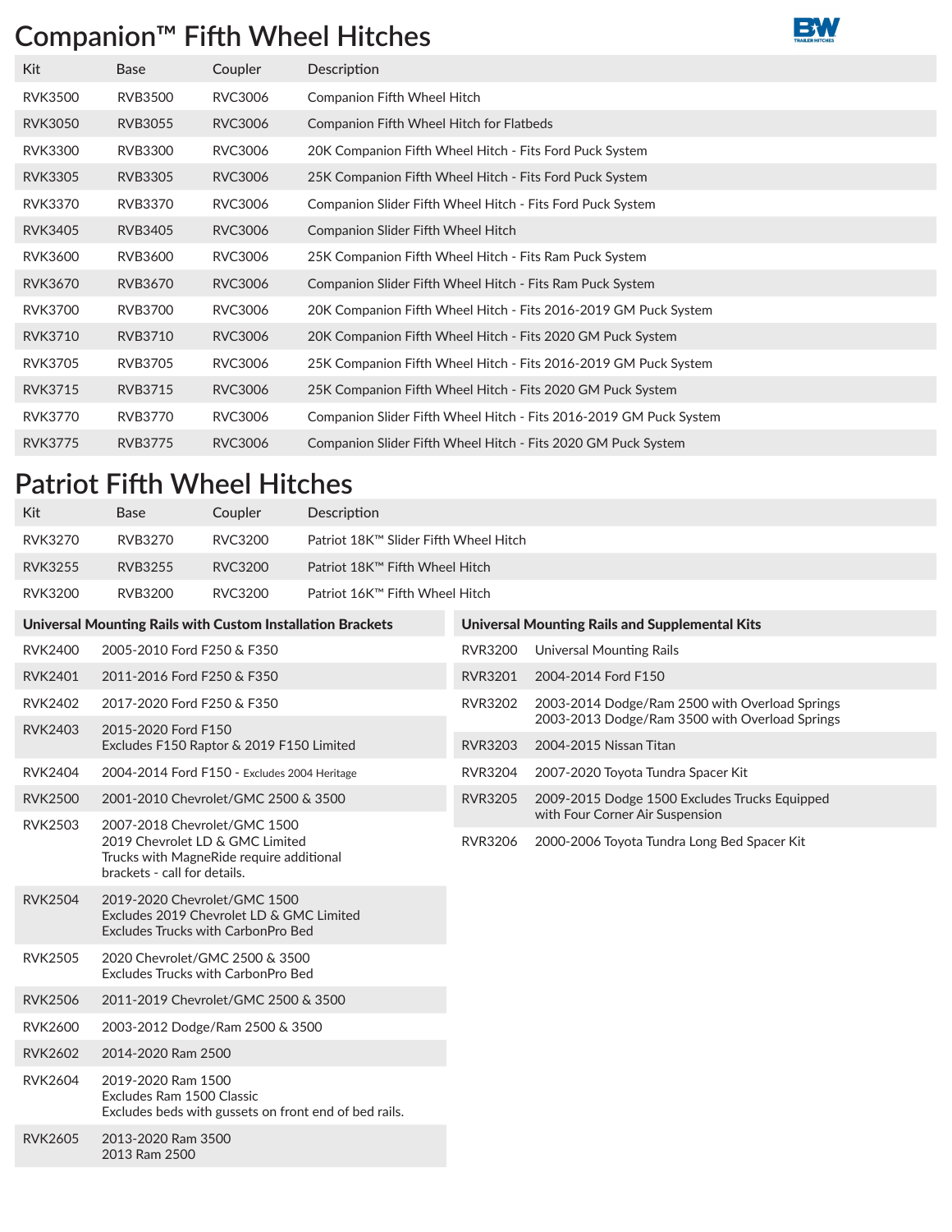# Companion™ Fifth Wheel Hitches

| Kit | Base | Coupler | Description |
|---|---|---|---|
| RVK3500 | RVB3500 | RVC3006 | Companion Fifth Wheel Hitch |
| RVK3050 | RVB3055 | RVC3006 | Companion Fifth Wheel Hitch for Flatbeds |
| RVK3300 | RVB3300 | RVC3006 | 20K Companion Fifth Wheel Hitch - Fits Ford Puck System |
| RVK3305 | RVB3305 | RVC3006 | 25K Companion Fifth Wheel Hitch - Fits Ford Puck System |
| RVK3370 | RVB3370 | RVC3006 | Companion Slider Fifth Wheel Hitch - Fits Ford Puck System |
| RVK3405 | RVB3405 | RVC3006 | Companion Slider Fifth Wheel Hitch |
| RVK3600 | RVB3600 | RVC3006 | 25K Companion Fifth Wheel Hitch - Fits Ram Puck System |
| RVK3670 | RVB3670 | RVC3006 | Companion Slider Fifth Wheel Hitch - Fits Ram Puck System |
| RVK3700 | RVB3700 | RVC3006 | 20K Companion Fifth Wheel Hitch - Fits 2016-2019 GM Puck System |
| RVK3710 | RVB3710 | RVC3006 | 20K Companion Fifth Wheel Hitch - Fits 2020 GM Puck System |
| RVK3705 | RVB3705 | RVC3006 | 25K Companion Fifth Wheel Hitch - Fits 2016-2019 GM Puck System |
| RVK3715 | RVB3715 | RVC3006 | 25K Companion Fifth Wheel Hitch - Fits 2020 GM Puck System |
| RVK3770 | RVB3770 | RVC3006 | Companion Slider Fifth Wheel Hitch - Fits 2016-2019 GM Puck System |
| RVK3775 | RVB3775 | RVC3006 | Companion Slider Fifth Wheel Hitch - Fits 2020 GM Puck System |

# Patriot Fifth Wheel Hitches

| Kit | Base | Coupler | Description |
|---|---|---|---|
| RVK3270 | RVB3270 | RVC3200 | Patriot 18K™ Slider Fifth Wheel Hitch |
| RVK3255 | RVB3255 | RVC3200 | Patriot 18K™ Fifth Wheel Hitch |
| RVK3200 | RVB3200 | RVC3200 | Patriot 16K™ Fifth Wheel Hitch |

| **Universal Mounting Rails with Custom Installation Brackets** | |
|---|---|
| RVK2400 | 2005-2010 Ford F250 & F350 |
| RVK2401 | 2011-2016 Ford F250 & F350 |
| RVK2402 | 2017-2020 Ford F250 & F350 |
| RVK2403 | 2015-2020 Ford F150<br>Excludes F150 Raptor & 2019 F150 Limited |
| RVK2404 | 2004-2014 Ford F150 - Excludes 2004 Heritage |
| RVK2500 | 2001-2010 Chevrolet/GMC 2500 & 3500 |
| RVK2503 | 2007-2018 Chevrolet/GMC 1500<br>2019 Chevrolet LD & GMC Limited<br>Trucks with MagneRide require additional brackets - call for details. |
| RVK2504 | 2019-2020 Chevrolet/GMC 1500<br>Excludes 2019 Chevrolet LD & GMC Limited<br>Excludes Trucks with CarbonPro Bed |
| RVK2505 | 2020 Chevrolet/GMC 2500 & 3500<br>Excludes Trucks with CarbonPro Bed |
| RVK2506 | 2011-2019 Chevrolet/GMC 2500 & 3500 |
| RVK2600 | 2003-2012 Dodge/Ram 2500 & 3500 |
| RVK2602 | 2014-2020 Ram 2500 |
| RVK2604 | 2019-2020 Ram 1500<br>Excludes Ram 1500 Classic<br>Excludes beds with gussets on front end of bed rails. |
| RVK2605 | 2013-2020 Ram 3500<br>2013 Ram 2500 |

| **Universal Mounting Rails and Supplemental Kits** | |
|---|---|
| RVR3200 | Universal Mounting Rails |
| RVR3201 | 2004-2014 Ford F150 |
| RVR3202 | 2003-2014 Dodge/Ram 2500 with Overload Springs<br>2003-2013 Dodge/Ram 3500 with Overload Springs |
| RVR3203 | 2004-2015 Nissan Titan |
| RVR3204 | 2007-2020 Toyota Tundra Spacer Kit |
| RVR3205 | 2009-2015 Dodge 1500 Excludes Trucks Equipped with Four Corner Air Suspension |
| RVR3206 | 2000-2006 Toyota Tundra Long Bed Spacer Kit |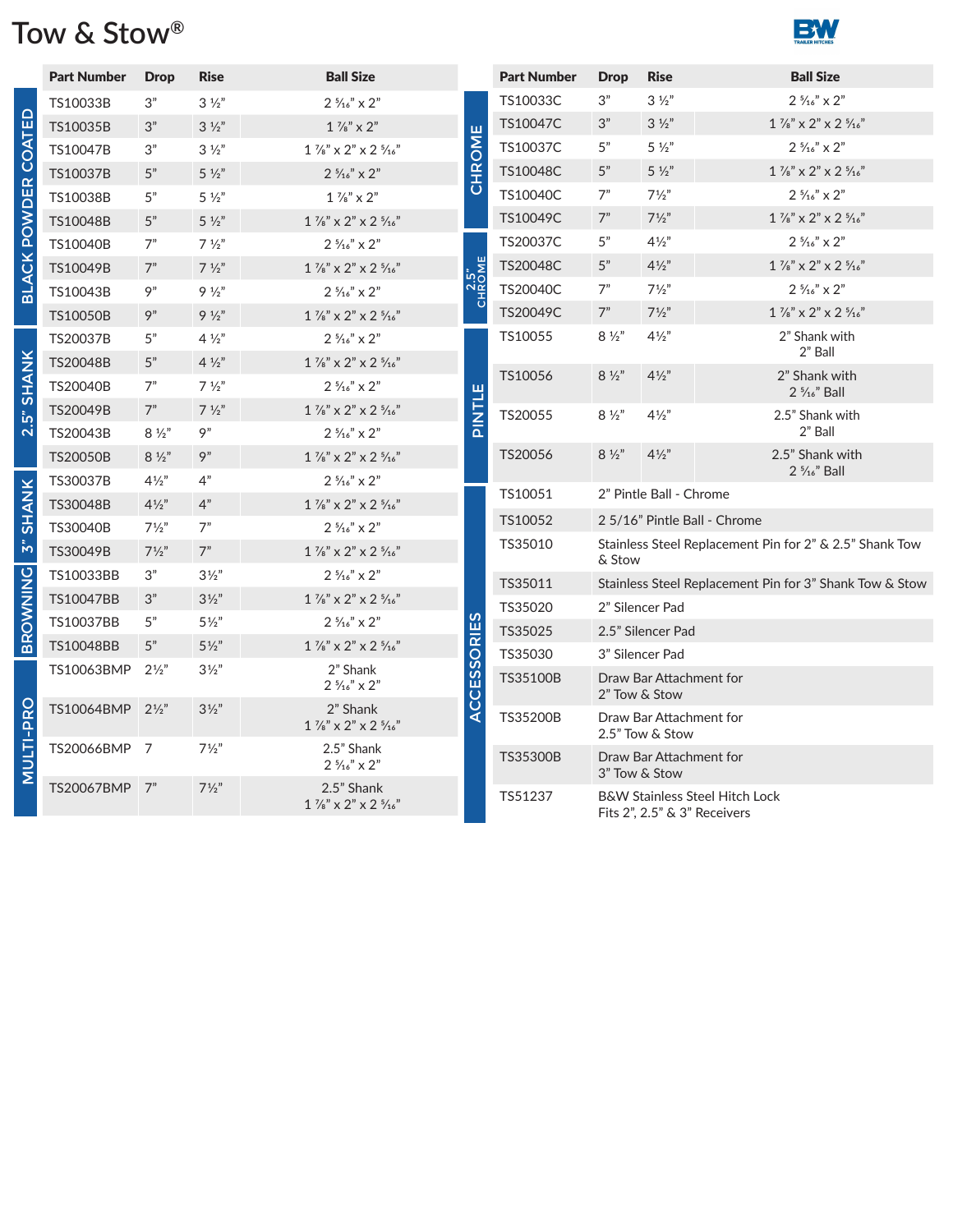# Tow & Stow®

| Category | Part Number | Drop | Rise | Ball Size |
|---|---|---|---|---|
| BLACK POWDER COATED | TS10033B | 3" | 3 ½" | 2 5⁄16" x 2" |
| | TS10035B | 3" | 3 ½" | 1 7⁄8" x 2" |
| | TS10047B | 3" | 3 ½" | 1 7⁄8" x 2" x 2 5⁄16" |
| | TS10037B | 5" | 5 ½" | 2 5⁄16" x 2" |
| | TS10038B | 5" | 5 ½" | 1 7⁄8" x 2" |
| | TS10048B | 5" | 5 ½" | 1 7⁄8" x 2" x 2 5⁄16" |
| | TS10040B | 7" | 7 ½" | 2 5⁄16" x 2" |
| | TS10049B | 7" | 7 ½" | 1 7⁄8" x 2" x 2 5⁄16" |
| | TS10043B | 9" | 9 ½" | 2 5⁄16" x 2" |
| | TS10050B | 9" | 9 ½" | 1 7⁄8" x 2" x 2 5⁄16" |
| 2.5" SHANK | TS20037B | 5" | 4 ½" | 2 5⁄16" x 2" |
| | TS20048B | 5" | 4 ½" | 1 7⁄8" x 2" x 2 5⁄16" |
| | TS20040B | 7" | 7 ½" | 2 5⁄16" x 2" |
| | TS20049B | 7" | 7 ½" | 1 7⁄8" x 2" x 2 5⁄16" |
| | TS20043B | 8 ½" | 9" | 2 5⁄16" x 2" |
| | TS20050B | 8 ½" | 9" | 1 7⁄8" x 2" x 2 5⁄16" |
| 3" SHANK | TS30037B | 4½" | 4" | 2 5⁄16" x 2" |
| | TS30048B | 4½" | 4" | 1 7⁄8" x 2" x 2 5⁄16" |
| | TS30040B | 7½" | 7" | 2 5⁄16" x 2" |
| | TS30049B | 7½" | 7" | 1 7⁄8" x 2" x 2 5⁄16" |
| BROWNING | TS10033BB | 3" | 3½" | 2 5⁄16" x 2" |
| | TS10047BB | 3" | 3½" | 1 7⁄8" x 2" x 2 5⁄16" |
| | TS10037BB | 5" | 5½" | 2 5⁄16" x 2" |
| | TS10048BB | 5" | 5½" | 1 7⁄8" x 2" x 2 5⁄16" |
| MULTI-PRO | TS10063BMP | 2½" | 3½" | 2" Shank 2 5⁄16" x 2" |
| | TS10064BMP | 2½" | 3½" | 2" Shank 1 7⁄8" x 2" x 2 5⁄16" |
| | TS20066BMP | 7 | 7½" | 2.5" Shank 2 5⁄16" x 2" |
| | TS20067BMP | 7" | 7½" | 2.5" Shank 1 7⁄8" x 2" x 2 5⁄16" |

| Category | Part Number | Drop | Rise | Ball Size |
|---|---|---|---|---|
| CHROME | TS10033C | 3" | 3 ½" | 2 5⁄16" x 2" |
| | TS10047C | 3" | 3 ½" | 1 7⁄8" x 2" x 2 5⁄16" |
| | TS10037C | 5" | 5 ½" | 2 5⁄16" x 2" |
| | TS10048C | 5" | 5 ½" | 1 7⁄8" x 2" x 2 5⁄16" |
| | TS10040C | 7" | 7½" | 2 5⁄16" x 2" |
| | TS10049C | 7" | 7½" | 1 7⁄8" x 2" x 2 5⁄16" |
| 2.5" CHROME | TS20037C | 5" | 4½" | 2 5⁄16" x 2" |
| | TS20048C | 5" | 4½" | 1 7⁄8" x 2" x 2 5⁄16" |
| | TS20040C | 7" | 7½" | 2 5⁄16" x 2" |
| | TS20049C | 7" | 7½" | 1 7⁄8" x 2" x 2 5⁄16" |
| PINTLE | TS10055 | 8 ½" | 4½" | 2" Shank with 2" Ball |
| | TS10056 | 8 ½" | 4½" | 2" Shank with 2 5⁄16" Ball |
| | TS20055 | 8 ½" | 4½" | 2.5" Shank with 2" Ball |
| | TS20056 | 8 ½" | 4½" | 2.5" Shank with 2 5⁄16" Ball |

| Category | Part Number | Description |
|---|---|---|
| ACCESSORIES | TS10051 | 2" Pintle Ball - Chrome |
| | TS10052 | 2 5/16" Pintle Ball - Chrome |
| | TS35010 | Stainless Steel Replacement Pin for 2" & 2.5" Shank Tow & Stow |
| | TS35011 | Stainless Steel Replacement Pin for 3" Shank Tow & Stow |
| | TS35020 | 2" Silencer Pad |
| | TS35025 | 2.5" Silencer Pad |
| | TS35030 | 3" Silencer Pad |
| | TS35100B | Draw Bar Attachment for 2" Tow & Stow |
| | TS35200B | Draw Bar Attachment for 2.5" Tow & Stow |
| | TS35300B | Draw Bar Attachment for 3" Tow & Stow |
| | TS51237 | B&W Stainless Steel Hitch Lock Fits 2", 2.5" & 3" Receivers |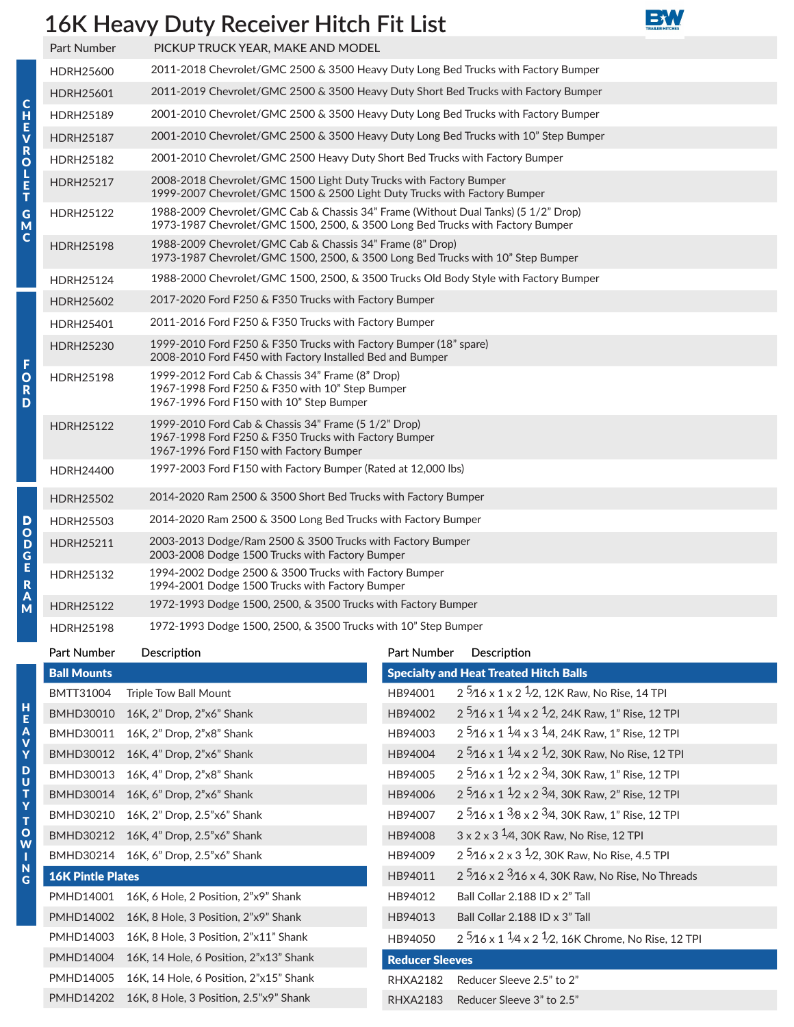# 16K Heavy Duty Receiver Hitch Fit List

B/W TRAILER HITCHES

| | Part Number | PICKUP TRUCK YEAR, MAKE AND MODEL |
|---|---|---|
| CHEVROLET GMC | HDRH25600 | 2011-2018 Chevrolet/GMC 2500 & 3500 Heavy Duty Long Bed Trucks with Factory Bumper |
| | HDRH25601 | 2011-2019 Chevrolet/GMC 2500 & 3500 Heavy Duty Short Bed Trucks with Factory Bumper |
| | HDRH25189 | 2001-2010 Chevrolet/GMC 2500 & 3500 Heavy Duty Long Bed Trucks with Factory Bumper |
| | HDRH25187 | 2001-2010 Chevrolet/GMC 2500 & 3500 Heavy Duty Long Bed Trucks with 10" Step Bumper |
| | HDRH25182 | 2001-2010 Chevrolet/GMC 2500 Heavy Duty Short Bed Trucks with Factory Bumper |
| | HDRH25217 | 2008-2018 Chevrolet/GMC 1500 Light Duty Trucks with Factory Bumper<br>1999-2007 Chevrolet/GMC 1500 & 2500 Light Duty Trucks with Factory Bumper |
| | HDRH25122 | 1988-2009 Chevrolet/GMC Cab & Chassis 34" Frame (Without Dual Tanks) (5 1/2" Drop)<br>1973-1987 Chevrolet/GMC 1500, 2500, & 3500 Long Bed Trucks with Factory Bumper |
| | HDRH25198 | 1988-2009 Chevrolet/GMC Cab & Chassis 34" Frame (8" Drop)<br>1973-1987 Chevrolet/GMC 1500, 2500, & 3500 Long Bed Trucks with 10" Step Bumper |
| | HDRH25124 | 1988-2000 Chevrolet/GMC 1500, 2500, & 3500 Trucks Old Body Style with Factory Bumper |
| FORD | HDRH25602 | 2017-2020 Ford F250 & F350 Trucks with Factory Bumper |
| | HDRH25401 | 2011-2016 Ford F250 & F350 Trucks with Factory Bumper |
| | HDRH25230 | 1999-2010 Ford F250 & F350 Trucks with Factory Bumper (18" spare)<br>2008-2010 Ford F450 with Factory Installed Bed and Bumper |
| | HDRH25198 | 1999-2012 Ford Cab & Chassis 34" Frame (8" Drop)<br>1967-1998 Ford F250 & F350 with 10" Step Bumper<br>1967-1996 Ford F150 with 10" Step Bumper |
| | HDRH25122 | 1999-2010 Ford Cab & Chassis 34" Frame (5 1/2" Drop)<br>1967-1998 Ford F250 & F350 Trucks with Factory Bumper<br>1967-1996 Ford F150 with Factory Bumper |
| | HDRH24400 | 1997-2003 Ford F150 with Factory Bumper (Rated at 12,000 lbs) |
| DODGE RAM | HDRH25502 | 2014-2020 Ram 2500 & 3500 Short Bed Trucks with Factory Bumper |
| | HDRH25503 | 2014-2020 Ram 2500 & 3500 Long Bed Trucks with Factory Bumper |
| | HDRH25211 | 2003-2013 Dodge/Ram 2500 & 3500 Trucks with Factory Bumper<br>2003-2008 Dodge 1500 Trucks with Factory Bumper |
| | HDRH25132 | 1994-2002 Dodge 2500 & 3500 Trucks with Factory Bumper<br>1994-2001 Dodge 1500 Trucks with Factory Bumper |
| | HDRH25122 | 1972-1993 Dodge 1500, 2500, & 3500 Trucks with Factory Bumper |
| | HDRH25198 | 1972-1993 Dodge 1500, 2500, & 3500 Trucks with 10" Step Bumper |

## HEAVY DUTY TOWING

| Part Number | Description |
|---|---|
| **Ball Mounts** | |
| BMTT31004 | Triple Tow Ball Mount |
| BMHD30010 | 16K, 2" Drop, 2"x6" Shank |
| BMHD30011 | 16K, 2" Drop, 2"x8" Shank |
| BMHD30012 | 16K, 4" Drop, 2"x6" Shank |
| BMHD30013 | 16K, 4" Drop, 2"x8" Shank |
| BMHD30014 | 16K, 6" Drop, 2"x6" Shank |
| BMHD30210 | 16K, 2" Drop, 2.5"x6" Shank |
| BMHD30212 | 16K, 4" Drop, 2.5"x6" Shank |
| BMHD30214 | 16K, 6" Drop, 2.5"x6" Shank |
| **16K Pintle Plates** | |
| PMHD14001 | 16K, 6 Hole, 2 Position, 2"x9" Shank |
| PMHD14002 | 16K, 8 Hole, 3 Position, 2"x9" Shank |
| PMHD14003 | 16K, 8 Hole, 3 Position, 2"x11" Shank |
| PMHD14004 | 16K, 14 Hole, 6 Position, 2"x13" Shank |
| PMHD14005 | 16K, 14 Hole, 6 Position, 2"x15" Shank |
| PMHD14202 | 16K, 8 Hole, 3 Position, 2.5"x9" Shank |

| Part Number | Description |
|---|---|
| **Specialty and Heat Treated Hitch Balls** | |
| HB94001 | 2 5/16 x 1 x 2 1/2, 12K Raw, No Rise, 14 TPI |
| HB94002 | 2 5/16 x 1 1/4 x 2 1/2, 24K Raw, 1" Rise, 12 TPI |
| HB94003 | 2 5/16 x 1 1/4 x 3 1/4, 24K Raw, 1" Rise, 12 TPI |
| HB94004 | 2 5/16 x 1 1/4 x 2 1/2, 30K Raw, No Rise, 12 TPI |
| HB94005 | 2 5/16 x 1 1/2 x 2 3/4, 30K Raw, 1" Rise, 12 TPI |
| HB94006 | 2 5/16 x 1 1/2 x 2 3/4, 30K Raw, 2" Rise, 12 TPI |
| HB94007 | 2 5/16 x 1 3/8 x 2 3/4, 30K Raw, 1" Rise, 12 TPI |
| HB94008 | 3 x 2 x 3 1/4, 30K Raw, No Rise, 12 TPI |
| HB94009 | 2 5/16 x 2 x 3 1/2, 30K Raw, No Rise, 4.5 TPI |
| HB94011 | 2 5/16 x 2 3/16 x 4, 30K Raw, No Rise, No Threads |
| HB94012 | Ball Collar 2.188 ID x 2" Tall |
| HB94013 | Ball Collar 2.188 ID x 3" Tall |
| HB94050 | 2 5/16 x 1 1/4 x 2 1/2, 16K Chrome, No Rise, 12 TPI |
| **Reducer Sleeves** | |
| RHXA2182 | Reducer Sleeve 2.5" to 2" |
| RHXA2183 | Reducer Sleeve 3" to 2.5" |